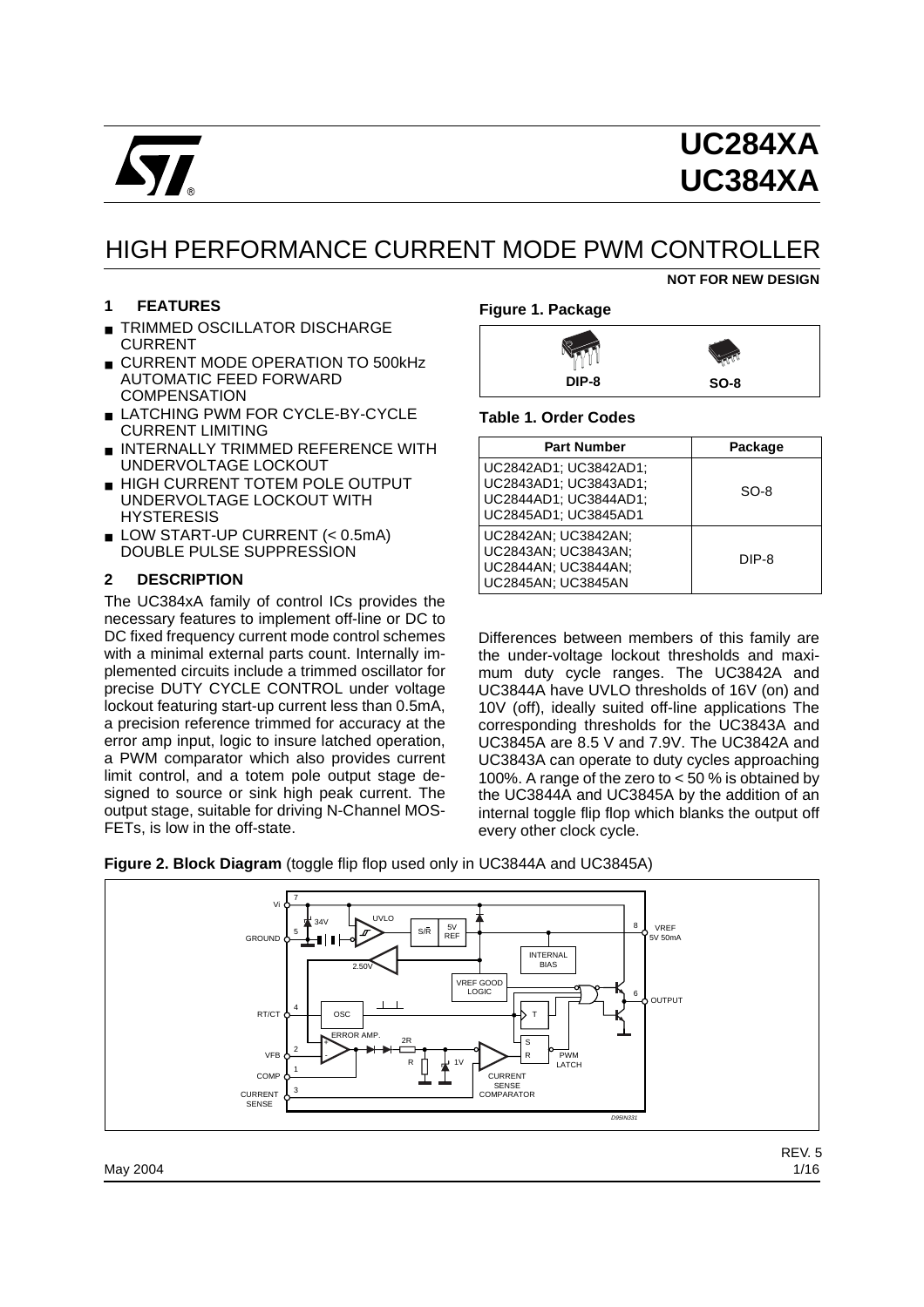# UC284XA
# UC384XA

## HIGH PERFORMANCE CURRENT MODE PWM CONTROLLER

**NOT FOR NEW DESIGN**

### 1 FEATURES

- TRIMMED OSCILLATOR DISCHARGE CURRENT
- CURRENT MODE OPERATION TO 500kHz AUTOMATIC FEED FORWARD COMPENSATION
- LATCHING PWM FOR CYCLE-BY-CYCLE CURRENT LIMITING
- INTERNALLY TRIMMED REFERENCE WITH UNDERVOLTAGE LOCKOUT
- HIGH CURRENT TOTEM POLE OUTPUT UNDERVOLTAGE LOCKOUT WITH HYSTERESIS
- LOW START-UP CURRENT (< 0.5mA) DOUBLE PULSE SUPPRESSION

### 2 DESCRIPTION

The UC384xA family of control ICs provides the necessary features to implement off-line or DC to DC fixed frequency current mode control schemes with a minimal external parts count. Internally implemented circuits include a trimmed oscillator for precise DUTY CYCLE CONTROL under voltage lockout featuring start-up current less than 0.5mA, a precision reference trimmed for accuracy at the error amp input, logic to insure latched operation, a PWM comparator which also provides current limit control, and a totem pole output stage designed to source or sink high peak current. The output stage, suitable for driving N-Channel MOSFETs, is low in the off-state.

**Figure 1. Package**

DIP-8 SO-8

**Table 1. Order Codes**

| Part Number | Package |
|---|---|
| UC2842AD1; UC3842AD1; UC2843AD1; UC3843AD1; UC2844AD1; UC3844AD1; UC2845AD1; UC3845AD1 | SO-8 |
| UC2842AN; UC3842AN; UC2843AN; UC3843AN; UC2844AN; UC3844AN; UC2845AN; UC3845AN | DIP-8 |

Differences between members of this family are the under-voltage lockout thresholds and maximum duty cycle ranges. The UC3842A and UC3844A have UVLO thresholds of 16V (on) and 10V (off), ideally suited off-line applications The corresponding thresholds for the UC3843A and UC3845A are 8.5 V and 7.9V. The UC3842A and UC3843A can operate to duty cycles approaching 100%. A range of the zero to < 50 % is obtained by the UC3844A and UC3845A by the addition of an internal toggle flip flop which blanks the output off every other clock cycle.

**Figure 2. Block Diagram** (toggle flip flop used only in UC3844A and UC3845A)

Vi 7; GROUND 5; 34V; UVLO; S/R; 5V REF; 8 VREF 5V 50mA; INTERNAL BIAS; 2.50V; VREF GOOD LOGIC; 6 OUTPUT; RT/CT 4; OSC; T; ERROR AMP.; 2R; R; 1V; S; R; PWM LATCH; VFB 2; COMP 1; CURRENT SENSE 3; CURRENT SENSE COMPARATOR; D95IN331

REV. 5

May 2004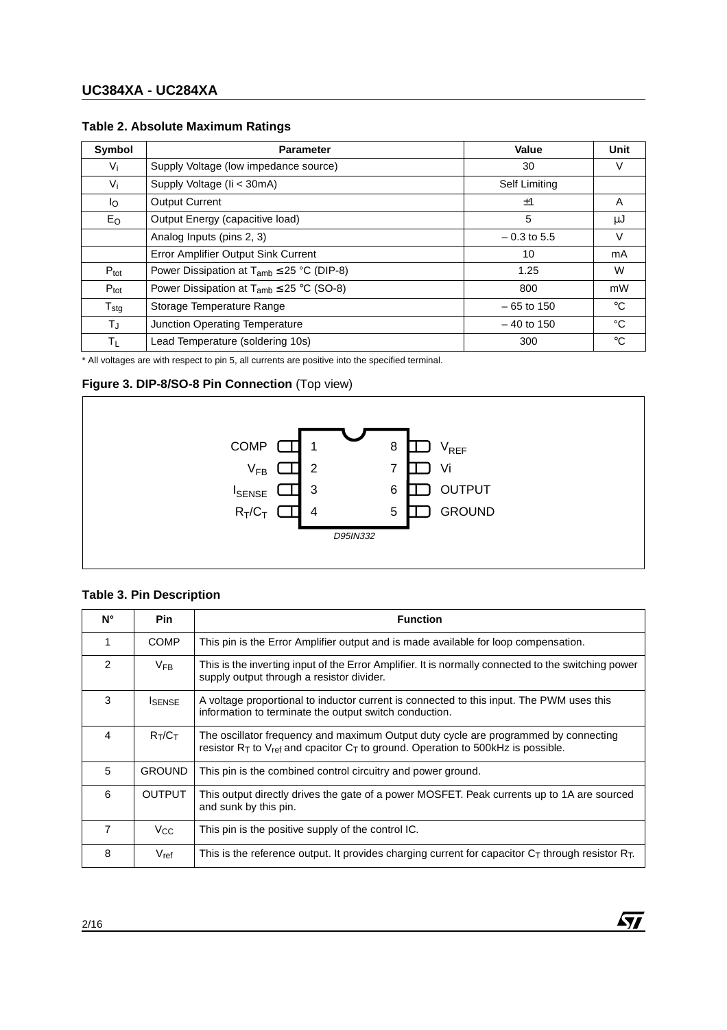## Table 2. Absolute Maximum Ratings

| Symbol | Parameter | Value | Unit |
|---|---|---|---|
| $V_i$ | Supply Voltage (low impedance source) | 30 | V |
| $V_i$ | Supply Voltage (Ii < 30mA) | Self Limiting | |
| $I_O$ | Output Current | ±1 | A |
| $E_O$ | Output Energy (capacitive load) | 5 | μJ |
| | Analog Inputs (pins 2, 3) | – 0.3 to 5.5 | V |
| | Error Amplifier Output Sink Current | 10 | mA |
| $P_{tot}$ | Power Dissipation at $T_{amb} \leq 25$ °C (DIP-8) | 1.25 | W |
| $P_{tot}$ | Power Dissipation at $T_{amb} \leq 25$ °C (SO-8) | 800 | mW |
| $T_{stg}$ | Storage Temperature Range | – 65 to 150 | °C |
| $T_J$ | Junction Operating Temperature | – 40 to 150 | °C |
| $T_L$ | Lead Temperature (soldering 10s) | 300 | °C |

* All voltages are with respect to pin 5, all currents are positive into the specified terminal.

## Figure 3. DIP-8/SO-8 Pin Connection (Top view)

| Pin | Name | Pin | Name |
|---|---|---|---|
| 1 | COMP | 8 | $V_{REF}$ |
| 2 | $V_{FB}$ | 7 | Vi |
| 3 | $I_{SENSE}$ | 6 | OUTPUT |
| 4 | $R_T/C_T$ | 5 | GROUND |

D95IN332

## Table 3. Pin Description

| N° | Pin | Function |
|---|---|---|
| 1 | COMP | This pin is the Error Amplifier output and is made available for loop compensation. |
| 2 | $V_{FB}$ | This is the inverting input of the Error Amplifier. It is normally connected to the switching power supply output through a resistor divider. |
| 3 | $I_{SENSE}$ | A voltage proportional to inductor current is connected to this input. The PWM uses this information to terminate the output switch conduction. |
| 4 | $R_T/C_T$ | The oscillator frequency and maximum Output duty cycle are programmed by connecting resistor $R_T$ to $V_{ref}$ and cpacitor $C_T$ to ground. Operation to 500kHz is possible. |
| 5 | GROUND | This pin is the combined control circuitry and power ground. |
| 6 | OUTPUT | This output directly drives the gate of a power MOSFET. Peak currents up to 1A are sourced and sunk by this pin. |
| 7 | $V_{CC}$ | This pin is the positive supply of the control IC. |
| 8 | $V_{ref}$ | This is the reference output. It provides charging current for capacitor $C_T$ through resistor $R_T$. |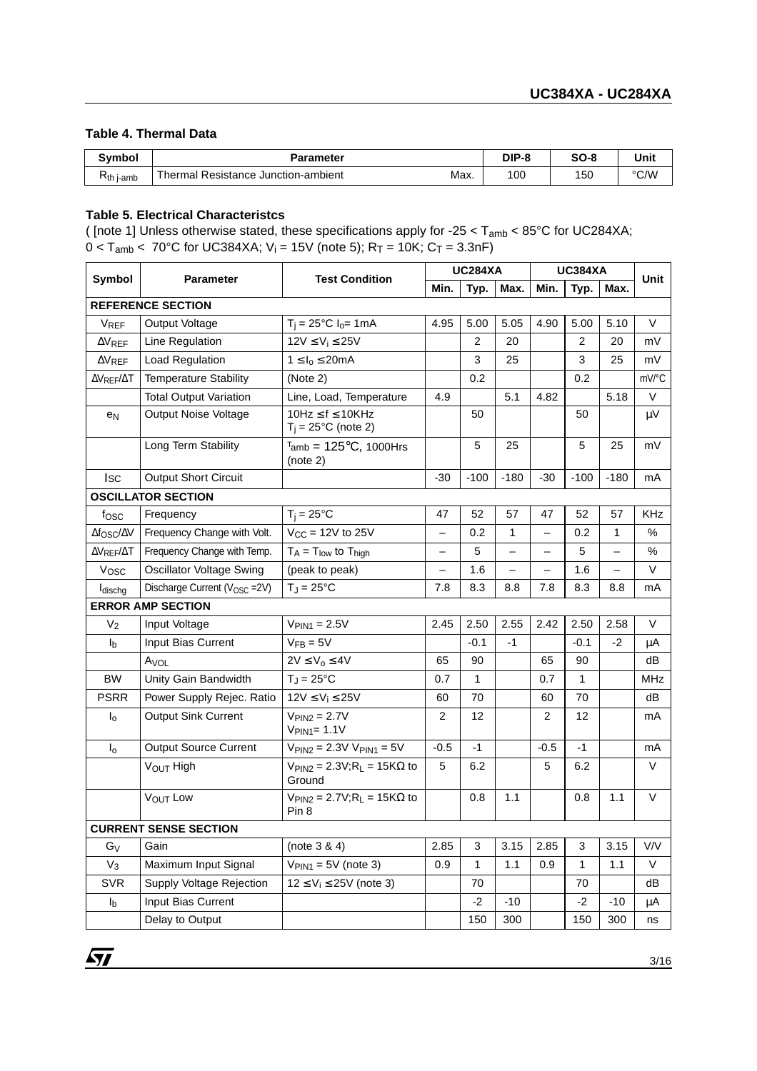### Table 4. Thermal Data

| Symbol | Parameter | | DIP-8 | SO-8 | Unit |
|---|---|---|---|---|---|
| $R_{th\ j\text{-}amb}$ | Thermal Resistance Junction-ambient | Max. | 100 | 150 | °C/W |

### Table 5. Electrical Characteristcs

( [note 1] Unless otherwise stated, these specifications apply for -25 < $T_{amb}$ < 85°C for UC284XA; 0 < $T_{amb}$ < 70°C for UC384XA; $V_i$ = 15V (note 5); $R_T$ = 10K; $C_T$ = 3.3nF)

| Symbol | Parameter | Test Condition | UC284XA | | | UC384XA | | | Unit |
|---|---|---|---|---|---|---|---|---|---|
| | | | Min. | Typ. | Max. | Min. | Typ. | Max. | |
| **REFERENCE SECTION** | | | | | | | | | |
| $V_{REF}$ | Output Voltage | $T_j$ = 25°C $I_o$= 1mA | 4.95 | 5.00 | 5.05 | 4.90 | 5.00 | 5.10 | V |
| $\Delta V_{REF}$ | Line Regulation | 12V ≤ $V_i$ ≤ 25V | | 2 | 20 | | 2 | 20 | mV |
| $\Delta V_{REF}$ | Load Regulation | 1 ≤ $I_o$ ≤ 20mA | | 3 | 25 | | 3 | 25 | mV |
| $\Delta V_{REF}/\Delta T$ | Temperature Stability | (Note 2) | | 0.2 | | | 0.2 | | mV/°C |
| | Total Output Variation | Line, Load, Temperature | 4.9 | | 5.1 | 4.82 | | 5.18 | V |
| $e_N$ | Output Noise Voltage | 10Hz ≤ f ≤ 10KHz $T_j$ = 25°C (note 2) | | 50 | | | 50 | | µV |
| | Long Term Stability | $T_{amb}$ = 125°C, 1000Hrs (note 2) | | 5 | 25 | | 5 | 25 | mV |
| $I_{SC}$ | Output Short Circuit | | -30 | -100 | -180 | -30 | -100 | -180 | mA |
| **OSCILLATOR SECTION** | | | | | | | | | |
| $f_{OSC}$ | Frequency | $T_j$ = 25°C | 47 | 52 | 57 | 47 | 52 | 57 | KHz |
| $\Delta f_{OSC}/\Delta V$ | Frequency Change with Volt. | $V_{CC}$ = 12V to 25V | – | 0.2 | 1 | – | 0.2 | 1 | % |
| $\Delta V_{REF}/\Delta T$ | Frequency Change with Temp. | $T_A$ = $T_{low}$ to $T_{high}$ | – | 5 | – | – | 5 | – | % |
| $V_{OSC}$ | Oscillator Voltage Swing | (peak to peak) | – | 1.6 | – | – | 1.6 | – | V |
| $I_{dischg}$ | Discharge Current ($V_{OSC}$ =2V) | $T_J$ = 25°C | 7.8 | 8.3 | 8.8 | 7.8 | 8.3 | 8.8 | mA |
| **ERROR AMP SECTION** | | | | | | | | | |
| $V_2$ | Input Voltage | $V_{PIN1}$ = 2.5V | 2.45 | 2.50 | 2.55 | 2.42 | 2.50 | 2.58 | V |
| $I_b$ | Input Bias Current | $V_{FB}$ = 5V | | -0.1 | -1 | | -0.1 | -2 | µA |
| | $A_{VOL}$ | 2V ≤ $V_o$ ≤ 4V | 65 | 90 | | 65 | 90 | | dB |
| BW | Unity Gain Bandwidth | $T_J$ = 25°C | 0.7 | 1 | | 0.7 | 1 | | MHz |
| PSRR | Power Supply Rejec. Ratio | 12V ≤ $V_i$ ≤ 25V | 60 | 70 | | 60 | 70 | | dB |
| $I_o$ | Output Sink Current | $V_{PIN2}$ = 2.7V $V_{PIN1}$= 1.1V | 2 | 12 | | 2 | 12 | | mA |
| $I_o$ | Output Source Current | $V_{PIN2}$ = 2.3V $V_{PIN1}$ = 5V | -0.5 | -1 | | -0.5 | -1 | | mA |
| | $V_{OUT}$ High | $V_{PIN2}$ = 2.3V; $R_L$ = 15KΩ to Ground | 5 | 6.2 | | 5 | 6.2 | | V |
| | $V_{OUT}$ Low | $V_{PIN2}$ = 2.7V; $R_L$ = 15KΩ to Pin 8 | | 0.8 | 1.1 | | 0.8 | 1.1 | V |
| **CURRENT SENSE SECTION** | | | | | | | | | |
| $G_V$ | Gain | (note 3 & 4) | 2.85 | 3 | 3.15 | 2.85 | 3 | 3.15 | V/V |
| $V_3$ | Maximum Input Signal | $V_{PIN1}$ = 5V (note 3) | 0.9 | 1 | 1.1 | 0.9 | 1 | 1.1 | V |
| SVR | Supply Voltage Rejection | 12 ≤ $V_i$ ≤ 25V (note 3) | | 70 | | | 70 | | dB |
| $I_b$ | Input Bias Current | | | -2 | -10 | | -2 | -10 | µA |
| | Delay to Output | | | 150 | 300 | | 150 | 300 | ns |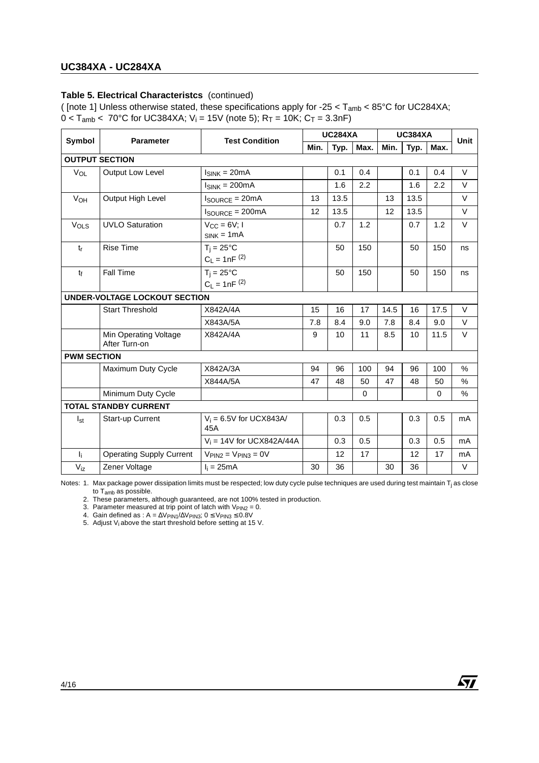**Table 5. Electrical Characteristcs** (continued)

( [note 1] Unless otherwise stated, these specifications apply for -25 < $T_{amb}$ < 85°C for UC284XA; 0 < $T_{amb}$ < 70°C for UC384XA; $V_i$ = 15V (note 5); $R_T$ = 10K; $C_T$ = 3.3nF)

| Symbol | Parameter | Test Condition | UC284XA | | | UC384XA | | | Unit |
|---|---|---|---|---|---|---|---|---|---|
| | | | Min. | Typ. | Max. | Min. | Typ. | Max. | |
| **OUTPUT SECTION** | | | | | | | | | |
| $V_{OL}$ | Output Low Level | $I_{SINK}$ = 20mA | | 0.1 | 0.4 | | 0.1 | 0.4 | V |
| | | $I_{SINK}$ = 200mA | | 1.6 | 2.2 | | 1.6 | 2.2 | V |
| $V_{OH}$ | Output High Level | $I_{SOURCE}$ = 20mA | 13 | 13.5 | | 13 | 13.5 | | V |
| | | $I_{SOURCE}$ = 200mA | 12 | 13.5 | | 12 | 13.5 | | V |
| $V_{OLS}$ | UVLO Saturation | $V_{CC}$ = 6V; $I_{SINK}$ = 1mA | | 0.7 | 1.2 | | 0.7 | 1.2 | V |
| $t_r$ | Rise Time | $T_j$ = 25°C $C_L$ = 1nF (2) | | 50 | 150 | | 50 | 150 | ns |
| $t_f$ | Fall Time | $T_j$ = 25°C $C_L$ = 1nF (2) | | 50 | 150 | | 50 | 150 | ns |
| **UNDER-VOLTAGE LOCKOUT SECTION** | | | | | | | | | |
| | Start Threshold | X842A/4A | 15 | 16 | 17 | 14.5 | 16 | 17.5 | V |
| | | X843A/5A | 7.8 | 8.4 | 9.0 | 7.8 | 8.4 | 9.0 | V |
| | Min Operating Voltage After Turn-on | X842A/4A | 9 | 10 | 11 | 8.5 | 10 | 11.5 | V |
| **PWM SECTION** | | | | | | | | | |
| | Maximum Duty Cycle | X842A/3A | 94 | 96 | 100 | 94 | 96 | 100 | % |
| | | X844A/5A | 47 | 48 | 50 | 47 | 48 | 50 | % |
| | Minimum Duty Cycle | | | | 0 | | | 0 | % |
| **TOTAL STANDBY CURRENT** | | | | | | | | | |
| $I_{st}$ | Start-up Current | $V_i$ = 6.5V for UCX843A/45A | | 0.3 | 0.5 | | 0.3 | 0.5 | mA |
| | | $V_i$ = 14V for UCX842A/44A | | 0.3 | 0.5 | | 0.3 | 0.5 | mA |
| $I_i$ | Operating Supply Current | $V_{PIN2}$ = $V_{PIN3}$ = 0V | | 12 | 17 | | 12 | 17 | mA |
| $V_{iz}$ | Zener Voltage | $I_i$ = 25mA | 30 | 36 | | 30 | 36 | | V |

Notes:
1. Max package power dissipation limits must be respected; low duty cycle pulse techniques are used during test maintain $T_j$ as close to $T_{amb}$ as possible.
2. These parameters, although guaranteed, are not 100% tested in production.
3. Parameter measured at trip point of latch with $V_{PIN2}$ = 0.
4. Gain defined as : $A = \Delta V_{PIN1} / \Delta V_{PIN3}$; $0 \le V_{PIN3} \le 0.8V$
5. Adjust $V_i$ above the start threshold before setting at 15 V.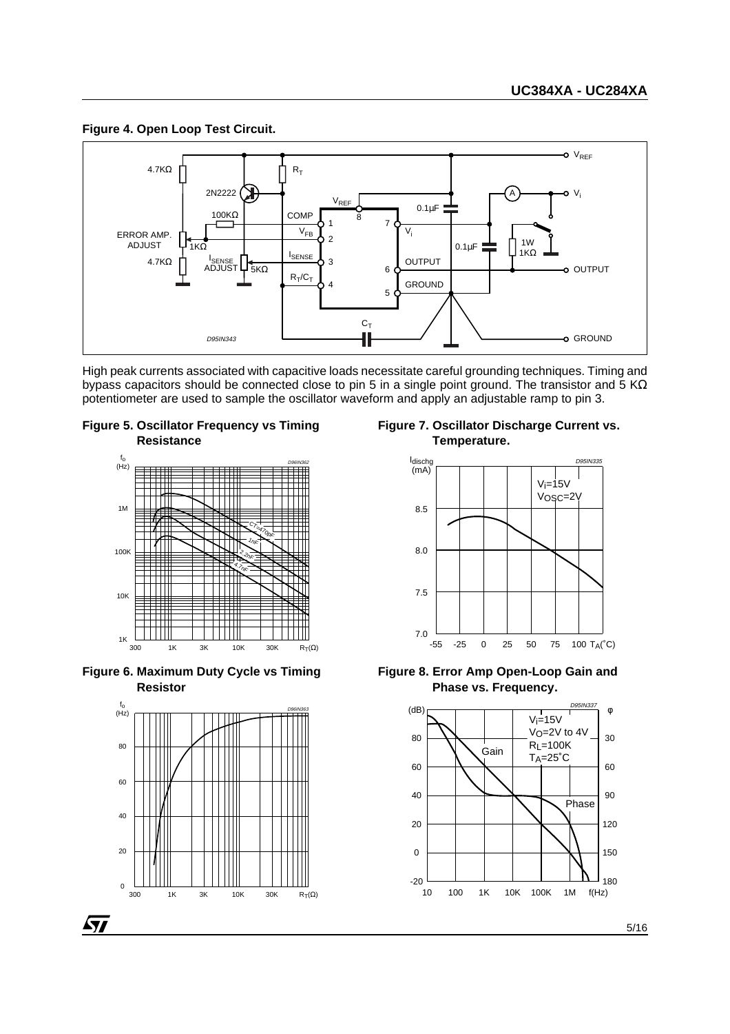**Figure 4. Open Loop Test Circuit.**

High peak currents associated with capacitive loads necessitate careful grounding techniques. Timing and bypass capacitors should be connected close to pin 5 in a single point ground. The transistor and 5 KΩ potentiometer are used to sample the oscillator waveform and apply an adjustable ramp to pin 3.

**Figure 5. Oscillator Frequency vs Timing Resistance**

**Figure 7. Oscillator Discharge Current vs. Temperature.**

**Figure 6. Maximum Duty Cycle vs Timing Resistor**

**Figure 8. Error Amp Open-Loop Gain and Phase vs. Frequency.**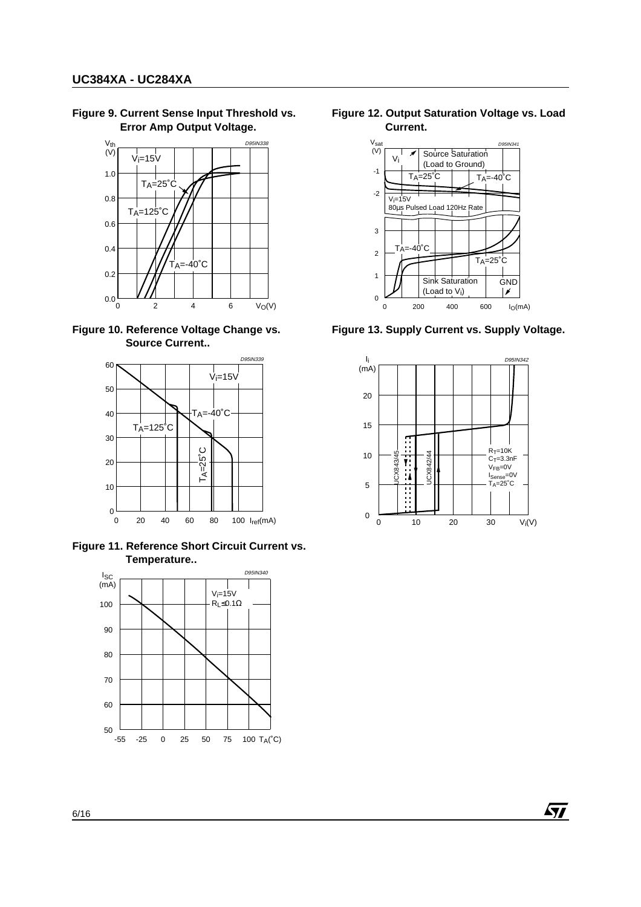**Figure 9. Current Sense Input Threshold vs. Error Amp Output Voltage.**

**Figure 10. Reference Voltage Change vs. Source Current..**

**Figure 11. Reference Short Circuit Current vs. Temperature..**

**Figure 12. Output Saturation Voltage vs. Load Current.**

**Figure 13. Supply Current vs. Supply Voltage.**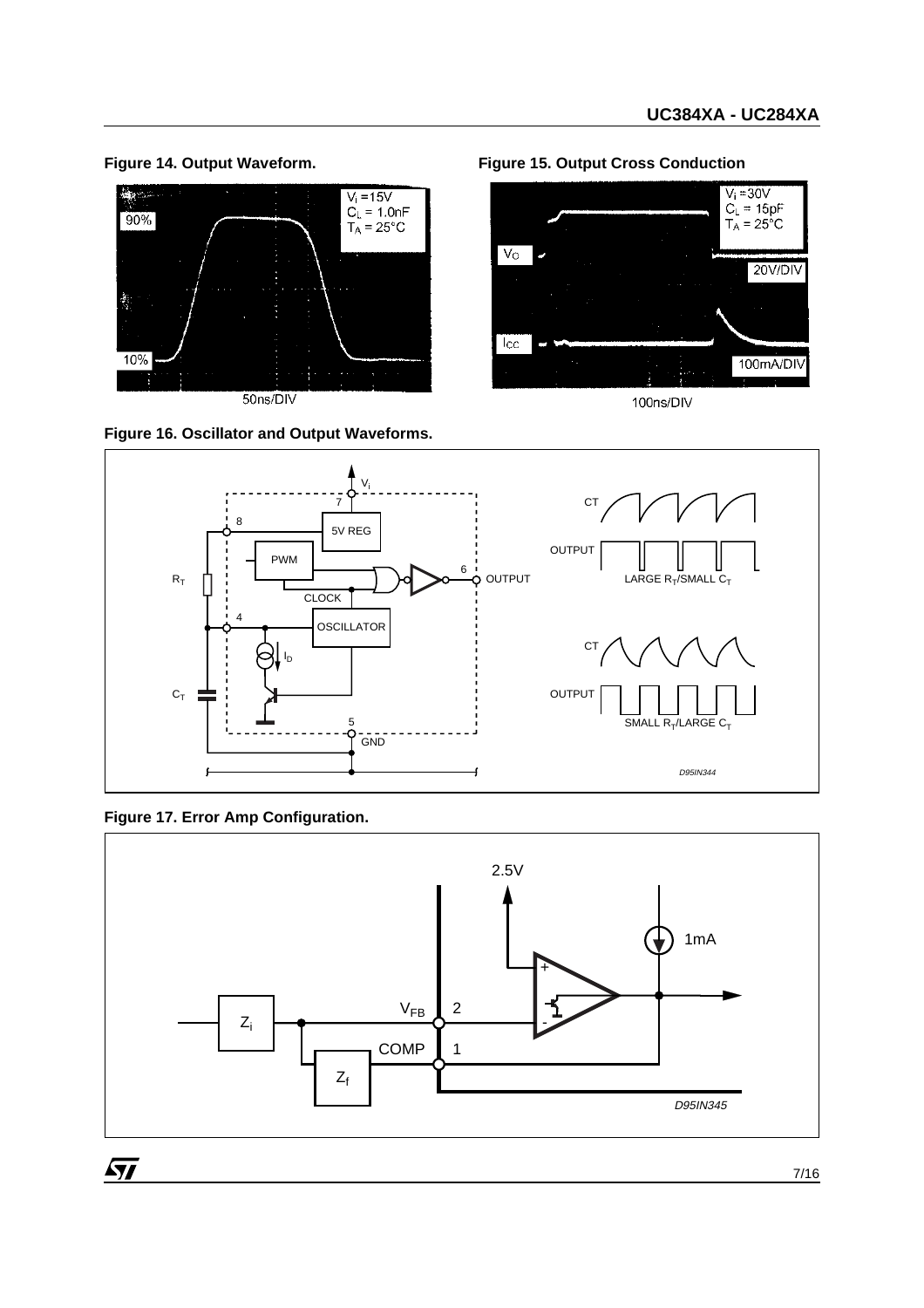**Figure 14. Output Waveform.**

**Figure 15. Output Cross Conduction**

**Figure 16. Oscillator and Output Waveforms.**

**Figure 17. Error Amp Configuration.**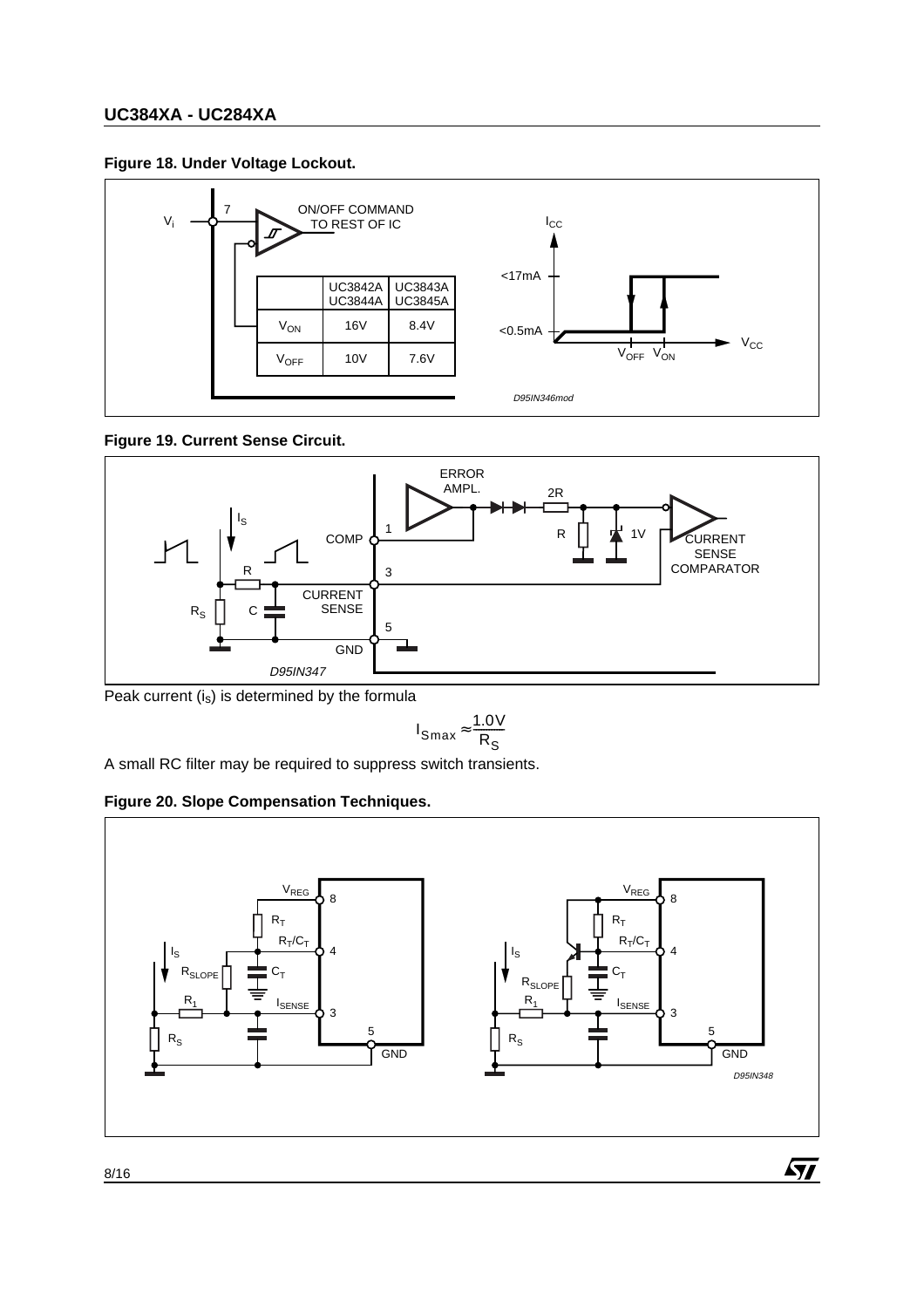**Figure 18. Under Voltage Lockout.**

|  | UC3842A UC3844A | UC3843A UC3845A |
|---|---|---|
| $V_{ON}$ | 16V | 8.4V |
| $V_{OFF}$ | 10V | 7.6V |

**Figure 19. Current Sense Circuit.**

Peak current ($i_S$) is determined by the formula

$$I_{Smax} \approx \frac{1.0V}{R_S}$$

A small RC filter may be required to suppress switch transients.

**Figure 20. Slope Compensation Techniques.**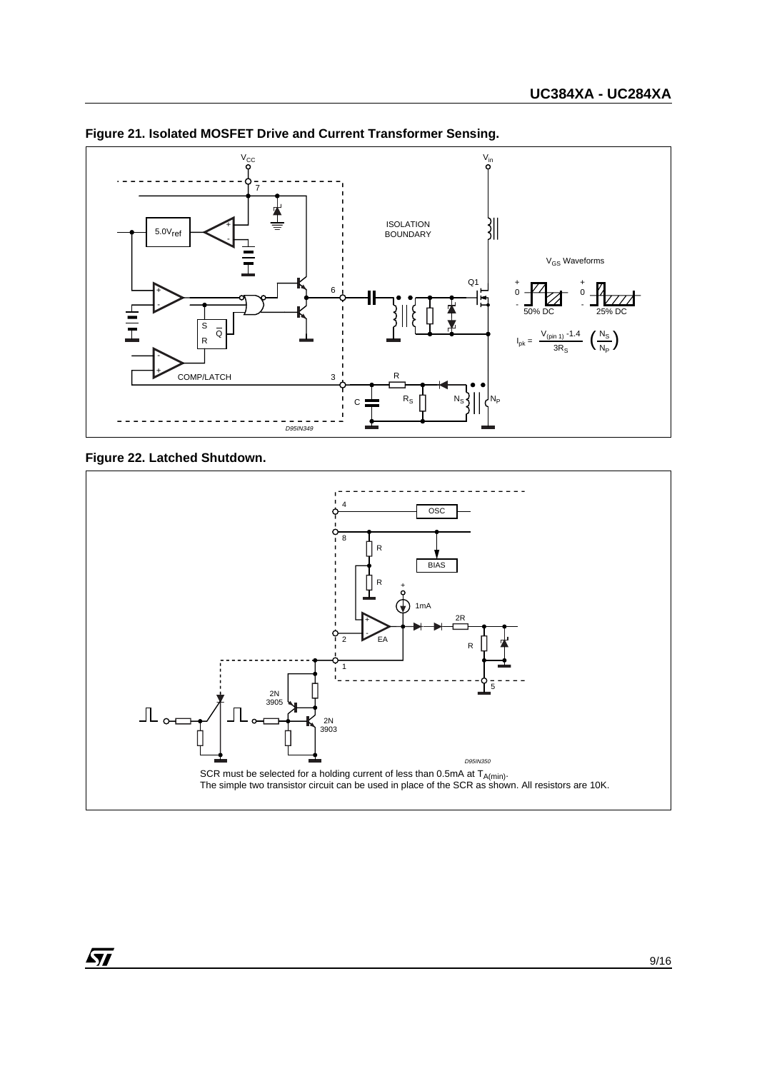**Figure 21. Isolated MOSFET Drive and Current Transformer Sensing.**

$$I_{pk} = \frac{V_{(pin\ 1)} - 1.4}{3R_S} \left(\frac{N_S}{N_P}\right)$$

**Figure 22. Latched Shutdown.**

SCR must be selected for a holding current of less than 0.5mA at $T_{A(min)}$.
The simple two transistor circuit can be used in place of the SCR as shown. All resistors are 10K.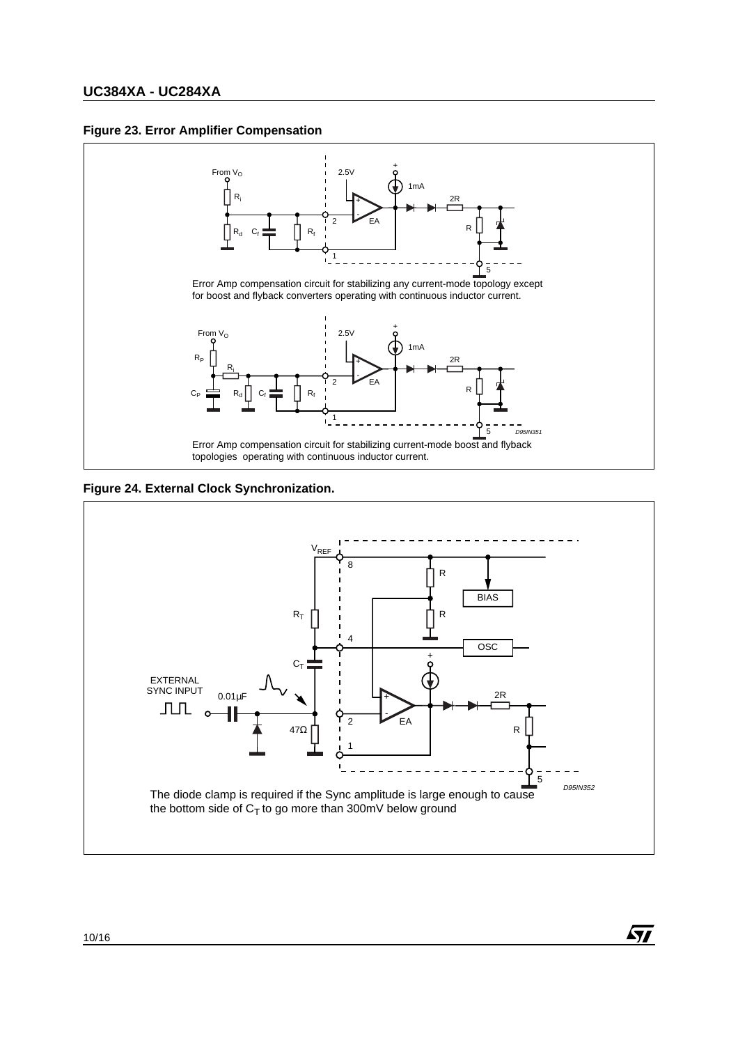**Figure 23. Error Amplifier Compensation**

Error Amp compensation circuit for stabilizing any current-mode topology except for boost and flyback converters operating with continuous inductor current.

Error Amp compensation circuit for stabilizing current-mode boost and flyback topologies operating with continuous inductor current.

**Figure 24. External Clock Synchronization.**

The diode clamp is required if the Sync amplitude is large enough to cause the bottom side of $C_T$ to go more than 300mV below ground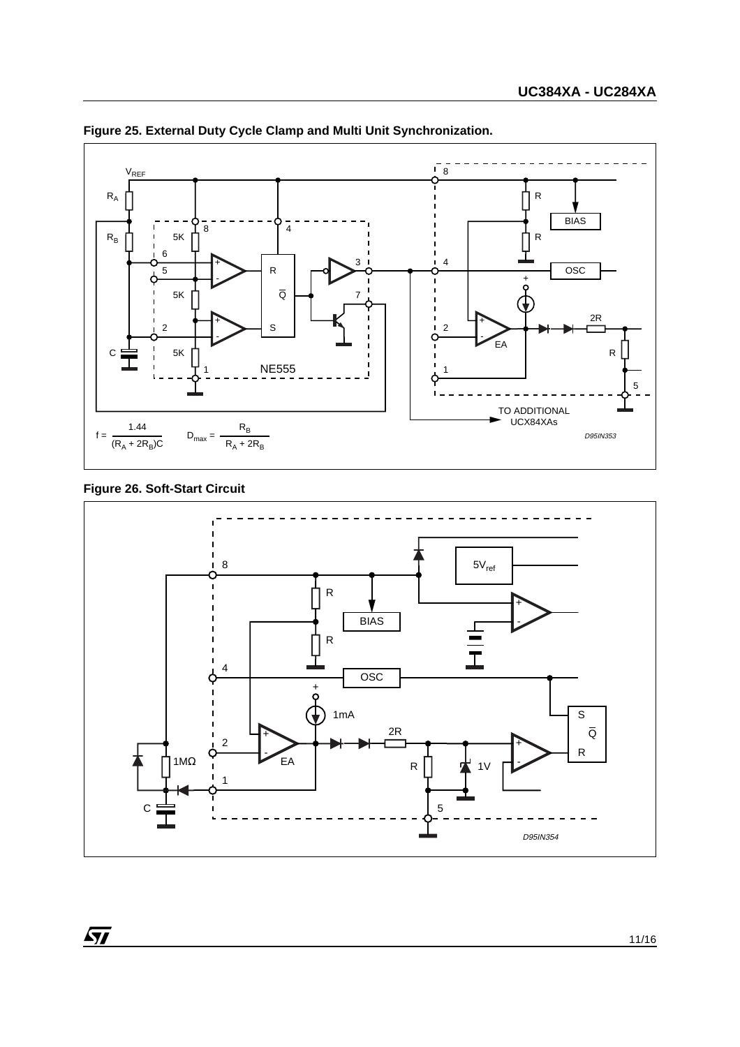**Figure 25. External Duty Cycle Clamp and Multi Unit Synchronization.**

$$f = \frac{1.44}{(R_A + 2R_B)C} \qquad D_{max} = \frac{R_B}{R_A + 2R_B}$$

**Figure 26. Soft-Start Circuit**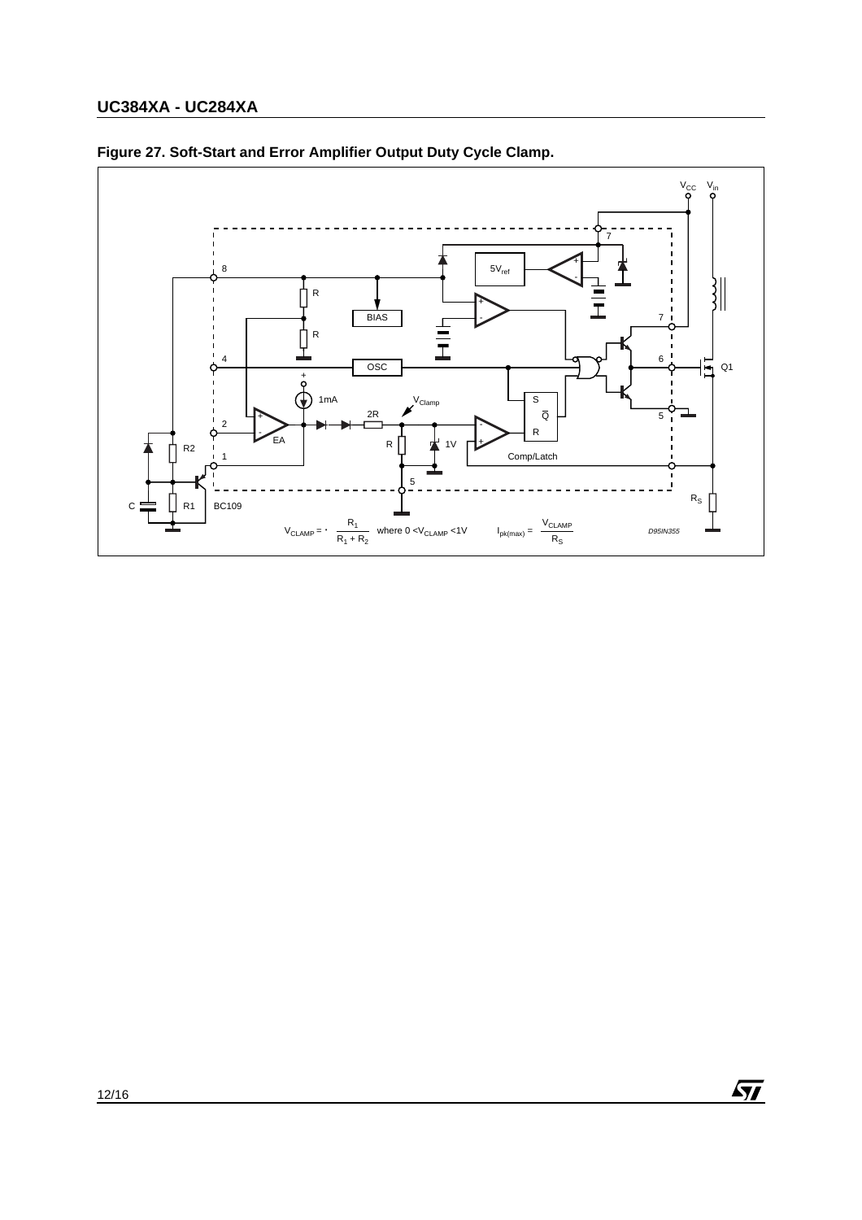**Figure 27. Soft-Start and Error Amplifier Output Duty Cycle Clamp.**

$$V_{CLAMP} = \cdot \frac{R_1}{R_1 + R_2} \quad \text{where } 0 < V_{CLAMP} < 1V \qquad I_{pk(max)} = \frac{V_{CLAMP}}{R_S}$$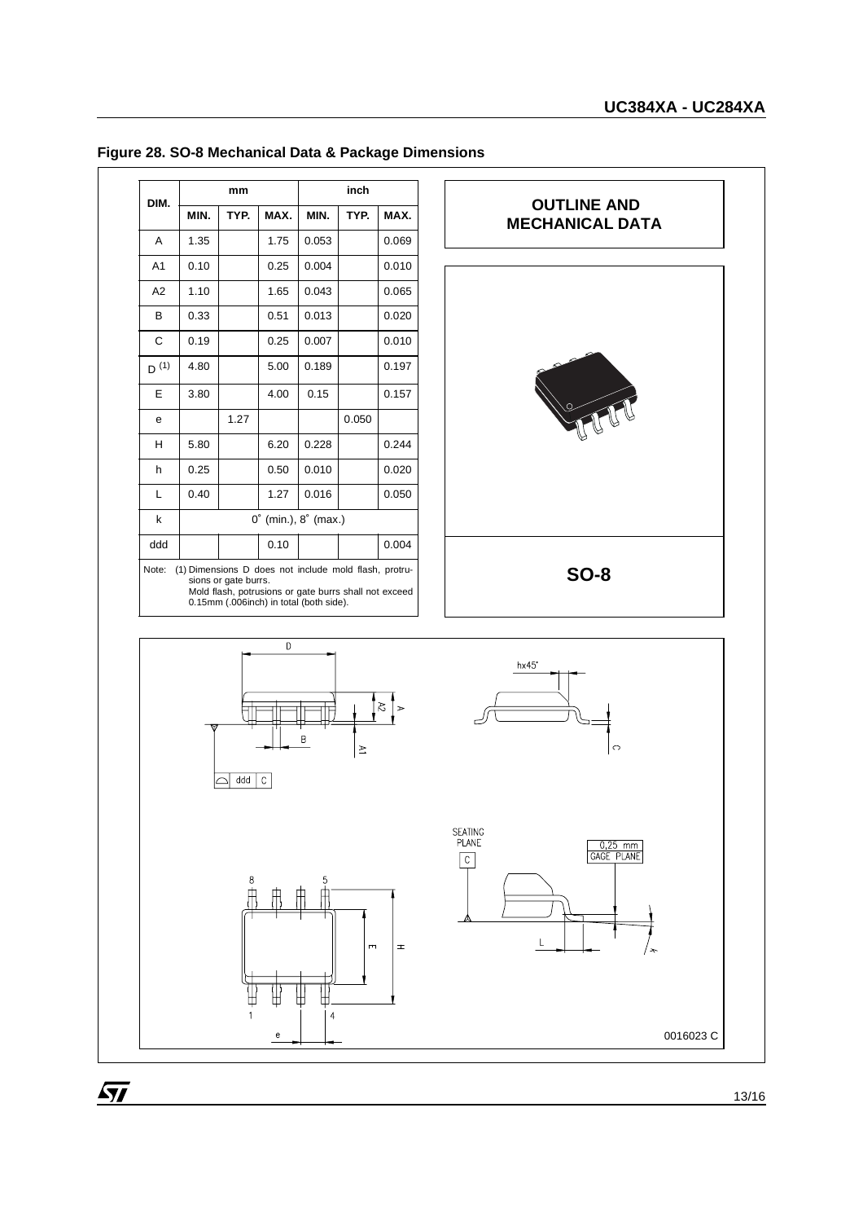**Figure 28. SO-8 Mechanical Data & Package Dimensions**

| DIM. | mm | | | inch | | |
|---|---|---|---|---|---|---|
| | MIN. | TYP. | MAX. | MIN. | TYP. | MAX. |
| A | 1.35 | | 1.75 | 0.053 | | 0.069 |
| A1 | 0.10 | | 0.25 | 0.004 | | 0.010 |
| A2 | 1.10 | | 1.65 | 0.043 | | 0.065 |
| B | 0.33 | | 0.51 | 0.013 | | 0.020 |
| C | 0.19 | | 0.25 | 0.007 | | 0.010 |
| D (1) | 4.80 | | 5.00 | 0.189 | | 0.197 |
| E | 3.80 | | 4.00 | 0.15 | | 0.157 |
| e | | 1.27 | | | 0.050 | |
| H | 5.80 | | 6.20 | 0.228 | | 0.244 |
| h | 0.25 | | 0.50 | 0.010 | | 0.020 |
| L | 0.40 | | 1.27 | 0.016 | | 0.050 |
| k | 0° (min.), 8° (max.) | | | | | |
| ddd | | | 0.10 | | | 0.004 |

Note: (1) Dimensions D does not include mold flash, protrusions or gate burrs. Mold flash, potrusions or gate burrs shall not exceed 0.15mm (.006inch) in total (both side).

**OUTLINE AND MECHANICAL DATA**

**SO-8**

0016023 C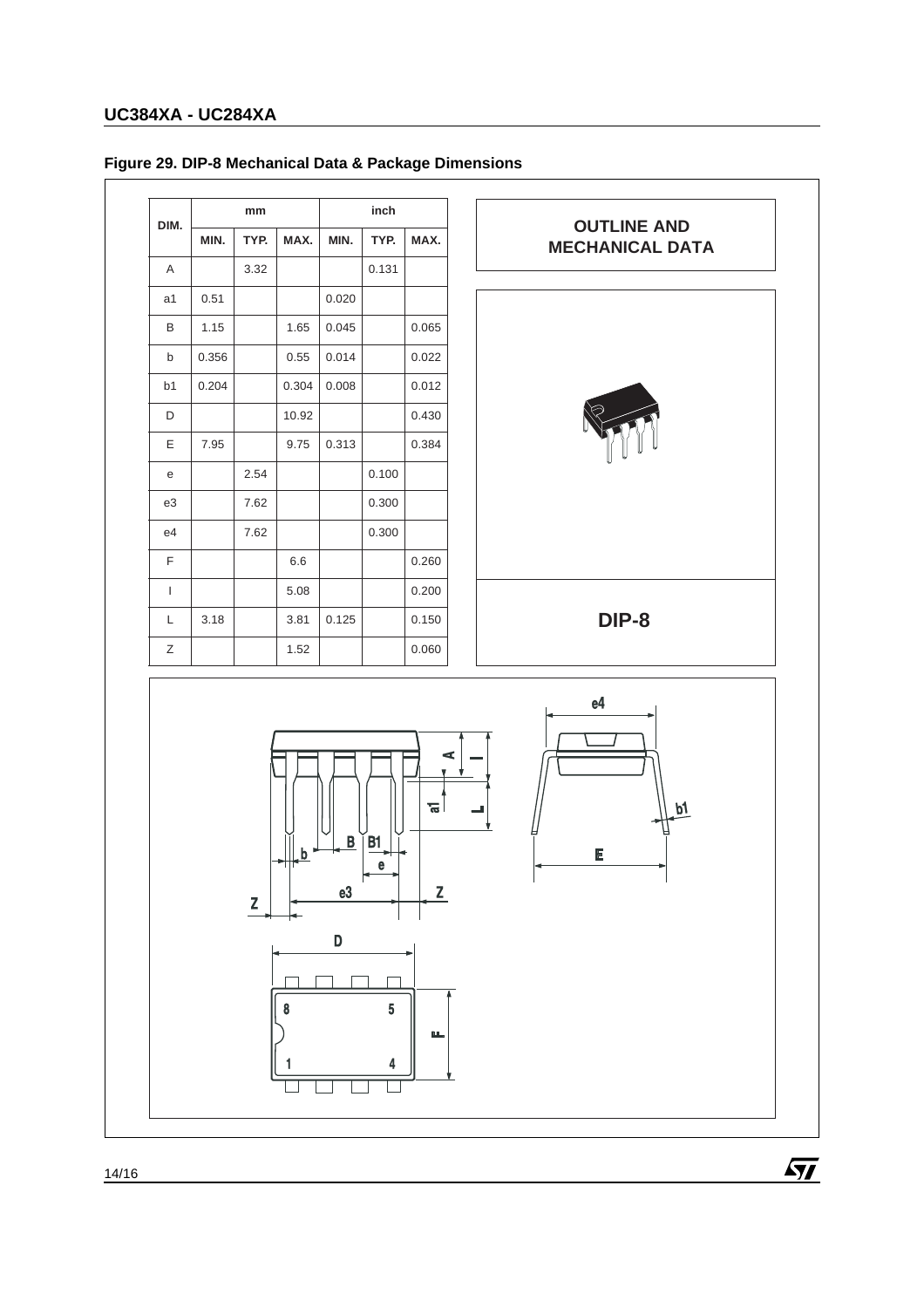## Figure 29. DIP-8 Mechanical Data & Package Dimensions

| DIM. | mm | | | inch | | |
|---|---|---|---|---|---|---|
| | MIN. | TYP. | MAX. | MIN. | TYP. | MAX. |
| A | | 3.32 | | | 0.131 | |
| a1 | 0.51 | | | 0.020 | | |
| B | 1.15 | | 1.65 | 0.045 | | 0.065 |
| b | 0.356 | | 0.55 | 0.014 | | 0.022 |
| b1 | 0.204 | | 0.304 | 0.008 | | 0.012 |
| D | | | 10.92 | | | 0.430 |
| E | 7.95 | | 9.75 | 0.313 | | 0.384 |
| e | | 2.54 | | | 0.100 | |
| e3 | | 7.62 | | | 0.300 | |
| e4 | | 7.62 | | | 0.300 | |
| F | | | 6.6 | | | 0.260 |
| I | | | 5.08 | | | 0.200 |
| L | 3.18 | | 3.81 | 0.125 | | 0.150 |
| Z | | | 1.52 | | | 0.060 |

**OUTLINE AND MECHANICAL DATA**

**DIP-8**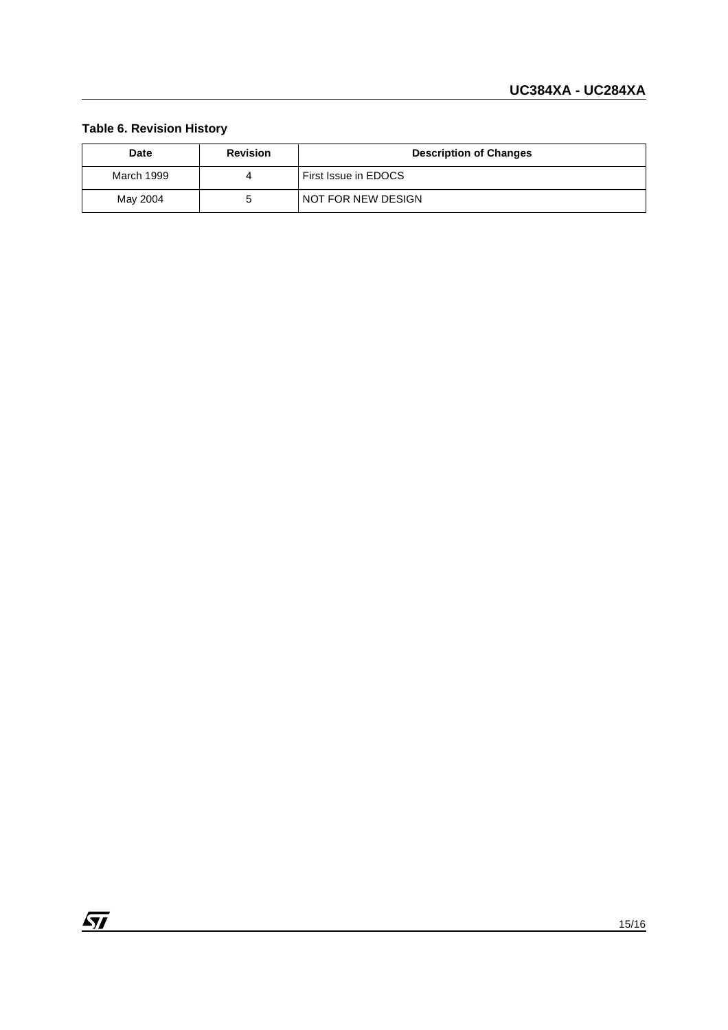**Table 6. Revision History**

| Date | Revision | Description of Changes |
| --- | --- | --- |
| March 1999 | 4 | First Issue in EDOCS |
| May 2004 | 5 | NOT FOR NEW DESIGN |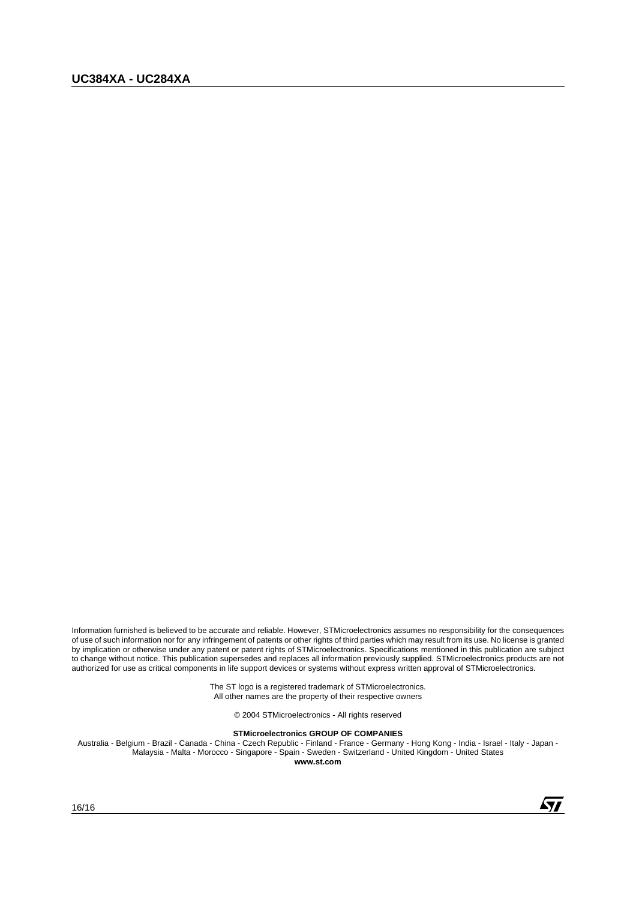Information furnished is believed to be accurate and reliable. However, STMicroelectronics assumes no responsibility for the consequences of use of such information nor for any infringement of patents or other rights of third parties which may result from its use. No license is granted by implication or otherwise under any patent or patent rights of STMicroelectronics. Specifications mentioned in this publication are subject to change without notice. This publication supersedes and replaces all information previously supplied. STMicroelectronics products are not authorized for use as critical components in life support devices or systems without express written approval of STMicroelectronics.

The ST logo is a registered trademark of STMicroelectronics.
All other names are the property of their respective owners

© 2004 STMicroelectronics - All rights reserved

**STMicroelectronics GROUP OF COMPANIES**

Australia - Belgium - Brazil - Canada - China - Czech Republic - Finland - France - Germany - Hong Kong - India - Israel - Italy - Japan - Malaysia - Malta - Morocco - Singapore - Spain - Sweden - Switzerland - United Kingdom - United States

**www.st.com**